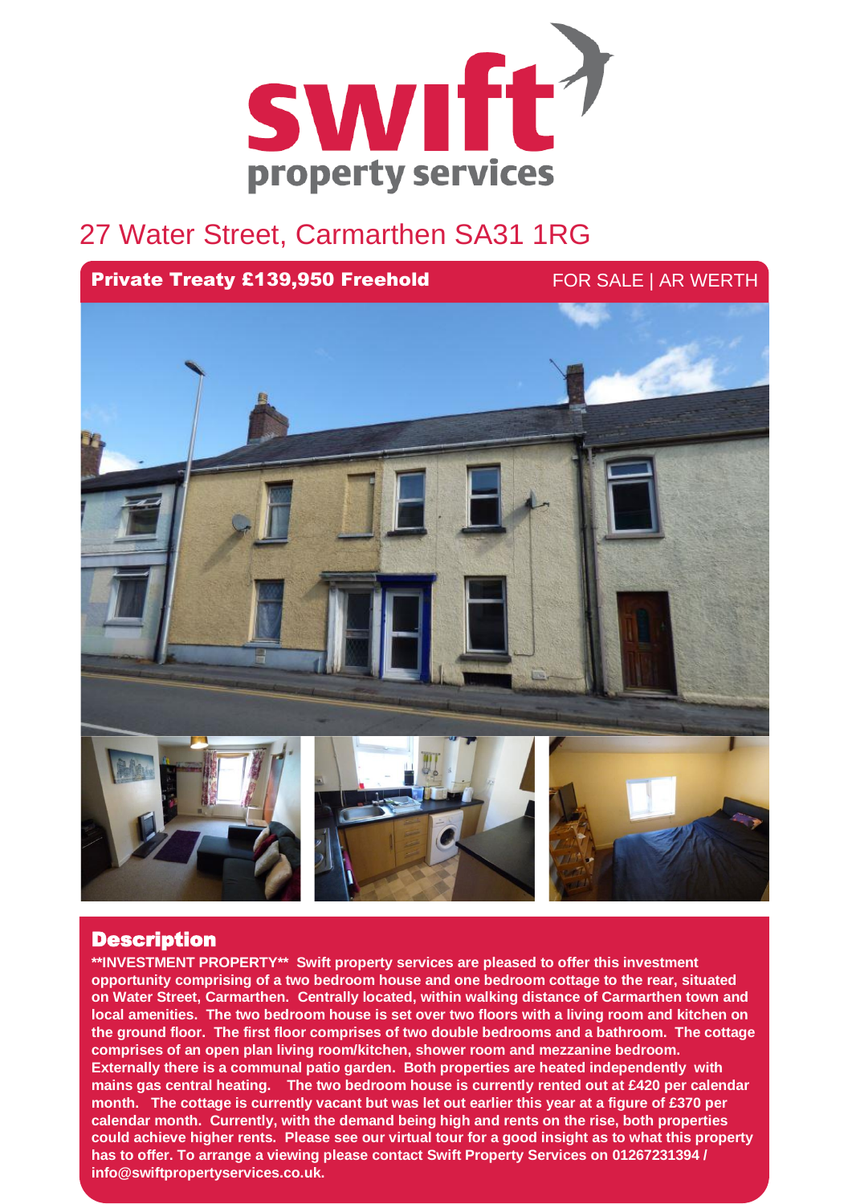# 27 Water Street, Carmarthen SA31 1RG

**Private Treaty £139,950 Freehold** FOR SALE | AR WERTH

## Description

**\*\*INVESTMENT PROPERTY\*\* Swift property services are pleased to offer this investment opportunity comprising of a two bedroom house and one bedroom cottage to the rear, situated on Water Street, Carmarthen. Centrally located, within walking distance of Carmarthen town and local amenities. The two bedroom house is set over two floors with a living room and kitchen on the ground floor. The first floor comprises of two double bedrooms and a bathroom. The cottage comprises of an open plan living room/kitchen, shower room and mezzanine bedroom. Externally there is a communal patio garden. Both properties are heated independently with mains gas central heating. The two bedroom house is currently rented out at £420 per calendar month. The cottage is currently vacant but was let out earlier this year at a figure of £370 per calendar month. Currently, with the demand being high and rents on the rise, both properties could achieve higher rents. Please see our virtual tour for a good insight as to what this property has to offer. To arrange a viewing please contact Swift Property Services on 01267231394 / info@swiftpropertyservices.co.uk.**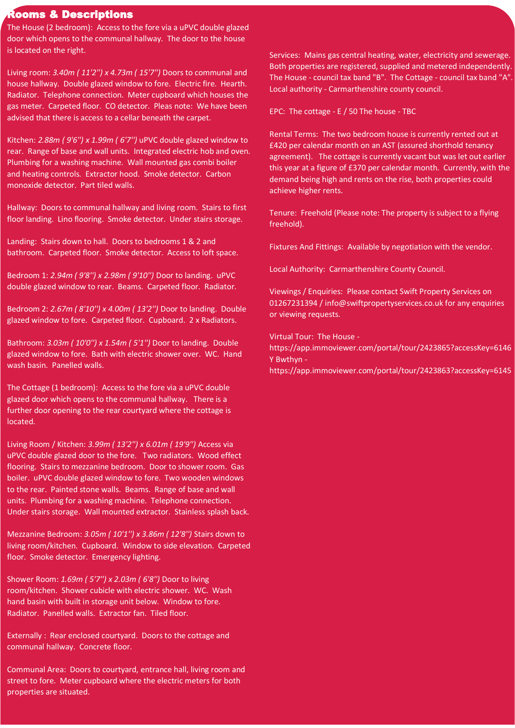## Rooms & Descriptions

The House (2 bedroom): Access to the fore via a uPVC double glazed door which opens to the communal hallway. The door to the house is located on the right.

Living room: *3.40m ( 11'2'') x 4.73m ( 15'7'')* Doors to communal and house hallway. Double glazed window to fore. Electric fire. Hearth. Radiator. Telephone connection. Meter cupboard which houses the gas meter. Carpeted floor. CO detector. Pleas note: We have been advised that there is access to a cellar beneath the carpet.

Kitchen: *2.88m ( 9'6'') x 1.99m ( 6'7'')* uPVC double glazed window to rear. Range of base and wall units. Integrated electric hob and oven. Plumbing for a washing machine. Wall mounted gas combi boiler and heating controls. Extractor hood. Smoke detector. Carbon monoxide detector. Part tiled walls.

Hallway: Doors to communal hallway and living room. Stairs to first floor landing. Lino flooring. Smoke detector. Under stairs storage.

Landing: Stairs down to hall. Doors to bedrooms 1 & 2 and bathroom. Carpeted floor. Smoke detector. Access to loft space.

Bedroom 1: *2.94m ( 9'8'') x 2.98m ( 9'10'')* Door to landing. uPVC double glazed window to rear. Beams. Carpeted floor. Radiator.

Bedroom 2: *2.67m ( 8'10'') x 4.00m ( 13'2'')* Door to landing. Double glazed window to fore. Carpeted floor. Cupboard. 2 x Radiators.

Bathroom: *3.03m ( 10'0'') x 1.54m ( 5'1'')* Door to landing. Double glazed window to fore. Bath with electric shower over. WC. Hand wash basin. Panelled walls.

The Cottage (1 bedroom): Access to the fore via a uPVC double glazed door which opens to the communal hallway. There is a further door opening to the rear courtyard where the cottage is located.

Living Room / Kitchen: *3.99m ( 13'2'') x 6.01m ( 19'9'')* Access via uPVC double glazed door to the fore. Two radiators. Wood effect flooring. Stairs to mezzanine bedroom. Door to shower room. Gas boiler. uPVC double glazed window to fore. Two wooden windows to the rear. Painted stone walls. Beams. Range of base and wall units. Plumbing for a washing machine. Telephone connection. Under stairs storage. Wall mounted extractor. Stainless splash back.

Mezzanine Bedroom: *3.05m ( 10'1'') x 3.86m ( 12'8'')* Stairs down to living room/kitchen. Cupboard. Window to side elevation. Carpeted floor. Smoke detector. Emergency lighting.

Shower Room: *1.69m ( 5'7'') x 2.03m ( 6'8'')* Door to living room/kitchen. Shower cubicle with electric shower. WC. Wash hand basin with built in storage unit below. Window to fore. Radiator. Panelled walls. Extractor fan. Tiled floor.

Externally : Rear enclosed courtyard. Doors to the cottage and communal hallway. Concrete floor.

Communal Area: Doors to courtyard, entrance hall, living room and street to fore. Meter cupboard where the electric meters for both properties are situated.

Services: Mains gas central heating, water, electricity and sewerage. Both properties are registered, supplied and metered independently. The House - council tax band "B". The Cottage - council tax band "A". Local authority - Carmarthenshire county council.

EPC: The cottage - E / 50 The house - TBC

Rental Terms: The two bedroom house is currently rented out at £420 per calendar month on an AST (assured shorthold tenancy agreement). The cottage is currently vacant but was let out earlier this year at a figure of £370 per calendar month. Currently, with the demand being high and rents on the rise, both properties could achieve higher rents.

Tenure: Freehold (Please note: The property is subject to a flying freehold).

Fixtures And Fittings: Available by negotiation with the vendor.

Local Authority: Carmarthenshire County Council.

Viewings / Enquiries: Please contact Swift Property Services on 01267231394 / info@swiftpropertyservices.co.uk for any enquiries or viewing requests.

Virtual Tour: The House - https://app.immoviewer.com/portal/tour/2423865?accessKey=6146 Y Bwthyn - https://app.immoviewer.com/portal/tour/2423863?accessKey=6145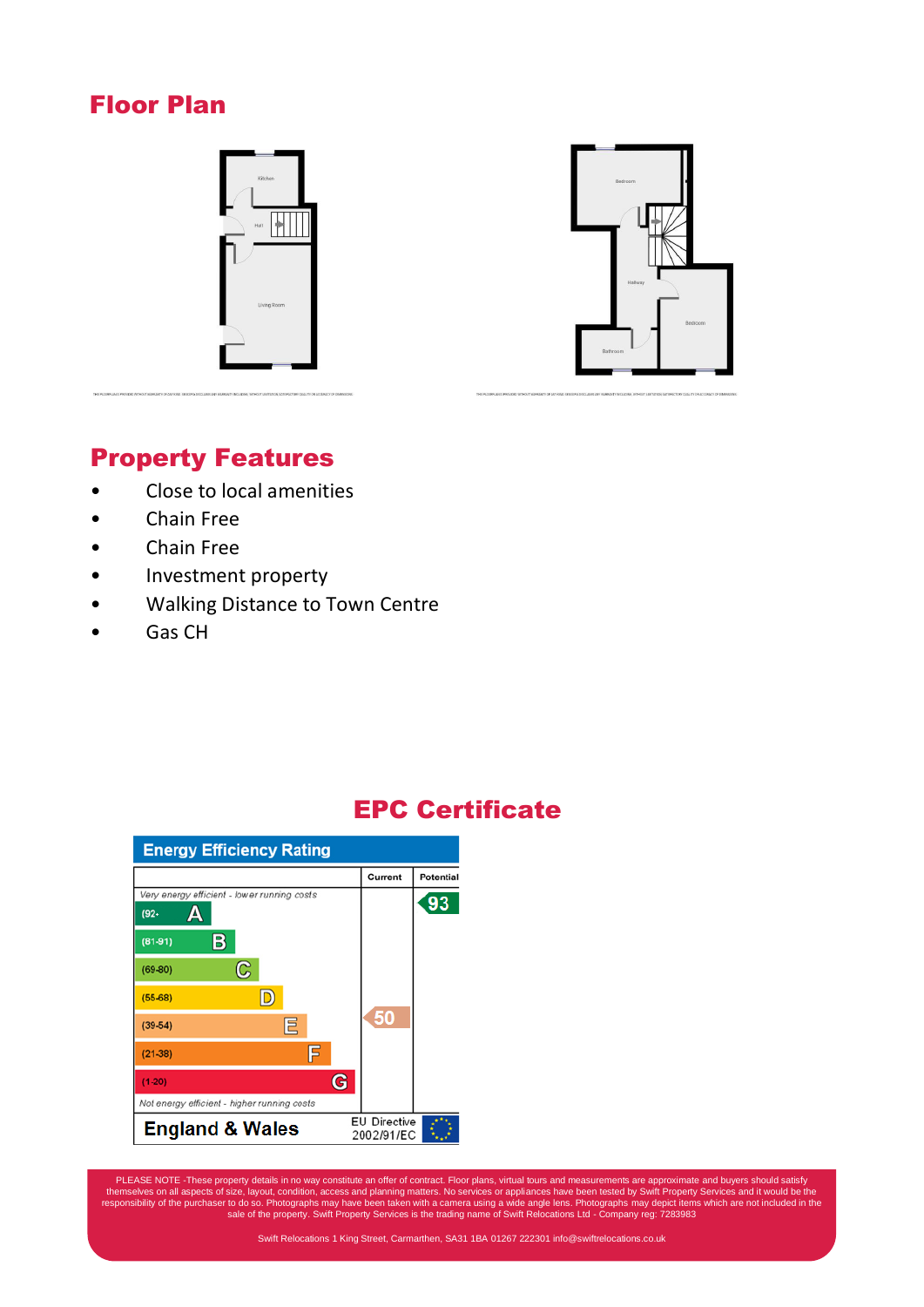## Floor Plan

Kitchen

Hall

Living Room

Bedroom

Hallway

Bedroom

Bathroom

## Property Features

- Close to local amenities
- Chain Free
- Chain Free
- Investment property
- Walking Distance to Town Centre
- Gas CH

## EPC Certificate

Energy Efficiency Rating

Current

Potential

Very energy efficient - lower running costs

(92+) A

(81-91) B

(69-80) C

(55-68) D

(39-54) E

(21-38) F

(1-20) G

Not energy efficient - higher running costs

50

93

England & Wales

EU Directive 2002/91/EC

PLEASE NOTE -These property details in no way constitute an offer of contract. Floor plans, virtual tours and measurements are approximate and buyers should satisfy themselves on all aspects of size, layout, condition, access and planning matters. No services or appliances have been tested by Swift Property Services and it would be the responsibility of the purchaser to do so. Photographs may have been taken with a camera using a wide angle lens. Photographs may depict items which are not included in the sale of the property. Swift Property Services is the trading name of Swift Relocations Ltd - Company reg: 7283983

Swift Relocations 1 King Street, Carmarthen, SA31 1BA 01267 222301 info@swiftrelocations.co.uk